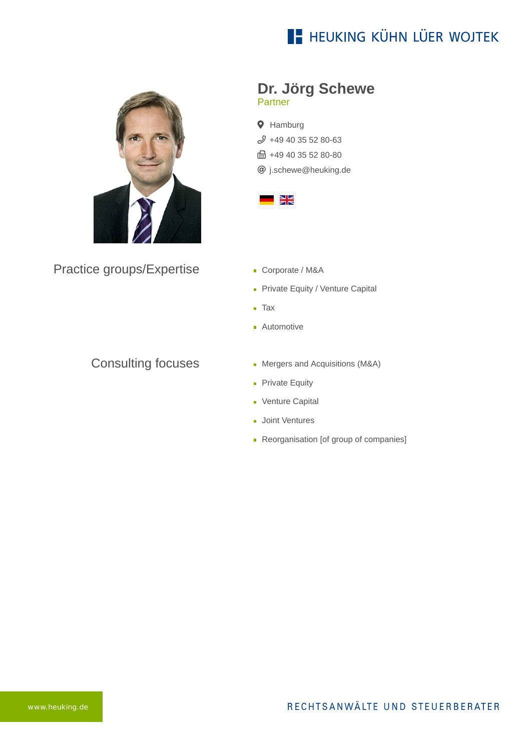HEUKING KÜHN LÜER WOJTEK

# Dr. Jörg Schewe

Partner

Hamburg
+49 40 35 52 80-63
+49 40 35 52 80-80
j.schewe@heuking.de

## Practice groups/Expertise

- Corporate / M&A
- Private Equity / Venture Capital
- Tax
- Automotive

## Consulting focuses

- Mergers and Acquisitions (M&A)
- Private Equity
- Venture Capital
- Joint Ventures
- Reorganisation [of group of companies]

www.heuking.de

RECHTSANWÄLTE UND STEUERBERATER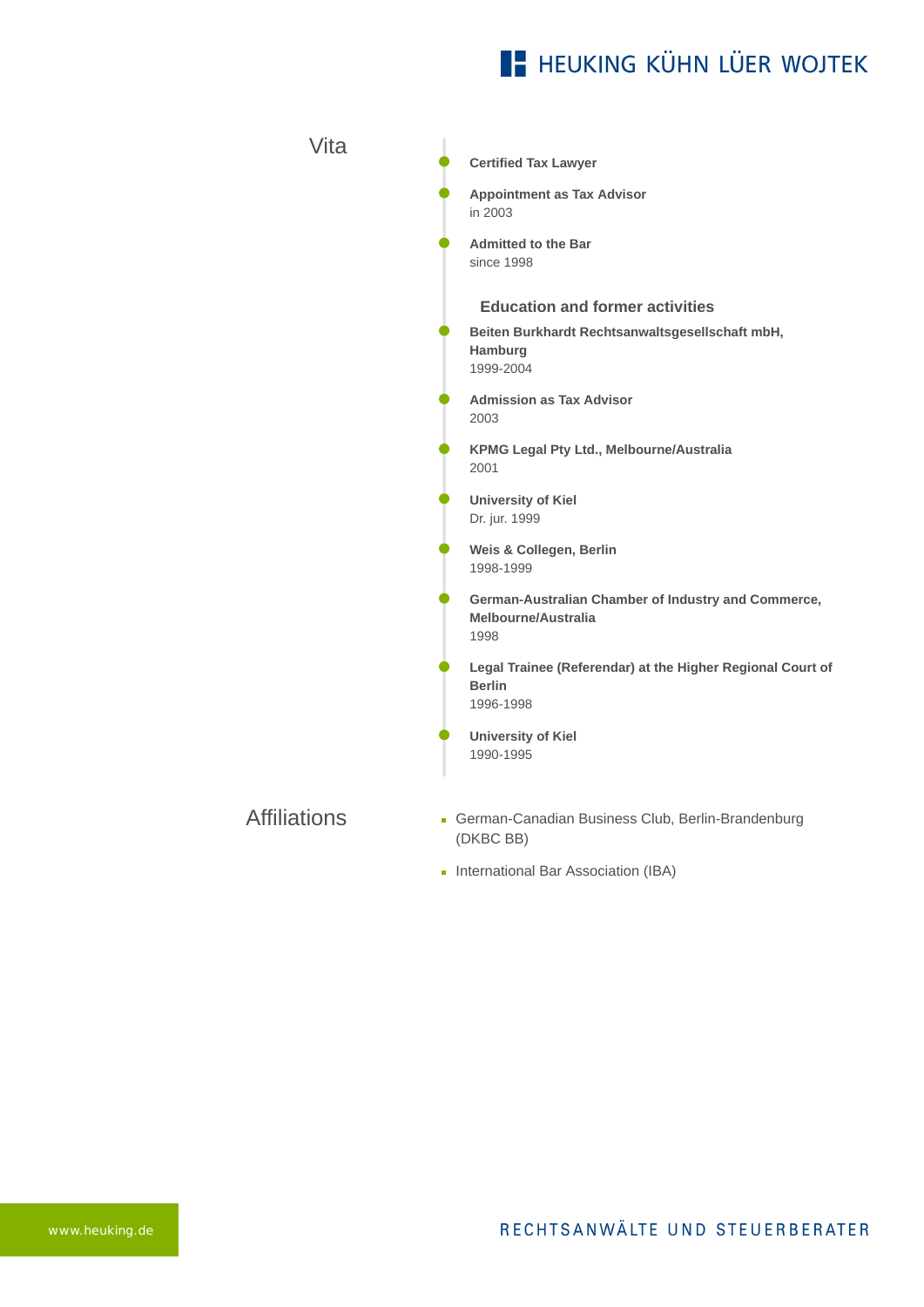## Vita

- **Certified Tax Lawyer**
- **Appointment as Tax Advisor**
  in 2003
- **Admitted to the Bar**
  since 1998

### Education and former activities

- **Beiten Burkhardt Rechtsanwaltsgesellschaft mbH, Hamburg**
  1999-2004
- **Admission as Tax Advisor**
  2003
- **KPMG Legal Pty Ltd., Melbourne/Australia**
  2001
- **University of Kiel**
  Dr. jur. 1999
- **Weis & Collegen, Berlin**
  1998-1999
- **German-Australian Chamber of Industry and Commerce, Melbourne/Australia**
  1998
- **Legal Trainee (Referendar) at the Higher Regional Court of Berlin**
  1996-1998
- **University of Kiel**
  1990-1995

## Affiliations

- German-Canadian Business Club, Berlin-Brandenburg (DKBC BB)
- International Bar Association (IBA)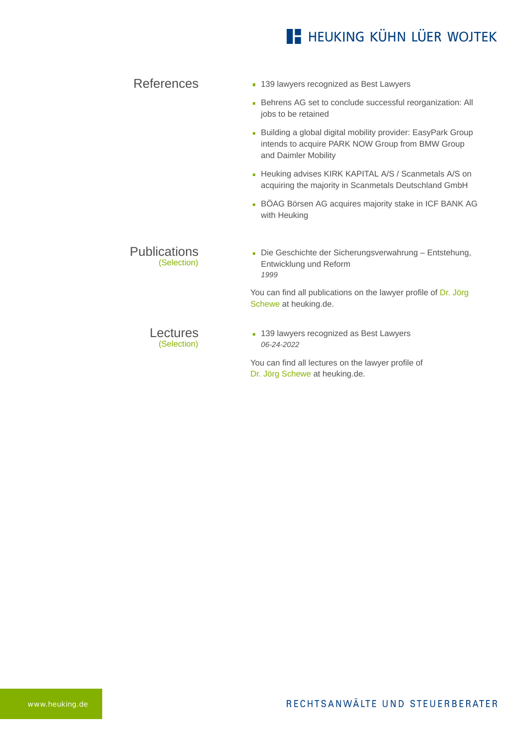## References

- 139 lawyers recognized as Best Lawyers
- Behrens AG set to conclude successful reorganization: All jobs to be retained
- Building a global digital mobility provider: EasyPark Group intends to acquire PARK NOW Group from BMW Group and Daimler Mobility
- Heuking advises KIRK KAPITAL A/S / Scanmetals A/S on acquiring the majority in Scanmetals Deutschland GmbH
- BÖAG Börsen AG acquires majority stake in ICF BANK AG with Heuking

## Publications
(Selection)

- Die Geschichte der Sicherungsverwahrung – Entstehung, Entwicklung und Reform
  *1999*

You can find all publications on the lawyer profile of Dr. Jörg Schewe at heuking.de.

## Lectures
(Selection)

- 139 lawyers recognized as Best Lawyers
  *06-24-2022*

You can find all lectures on the lawyer profile of Dr. Jörg Schewe at heuking.de.